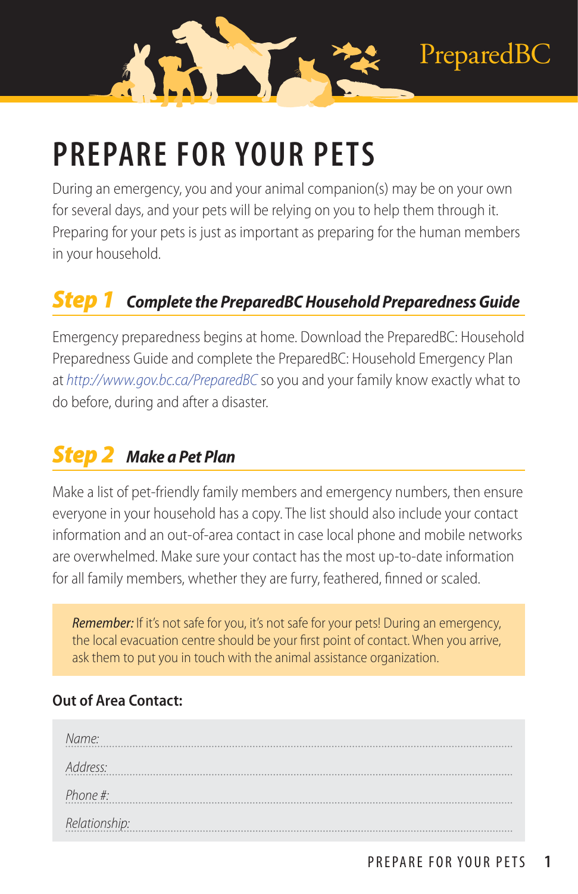PreparedBC

# PREPARE FOR YOUR PETS

During an emergency, you and your animal companion(s) may be on your own for several days, and your pets will be relying on you to help them through it. Preparing for your pets is just as important as preparing for the human members in your household.

## *Step 1 Complete the PreparedBC Household Preparedness Guide*

Emergency preparedness begins at home. Download the PreparedBC: Household Preparedness Guide and complete the PreparedBC: Household Emergency Plan at *http://www.gov.bc.ca/PreparedBC* so you and your family know exactly what to do before, during and after a disaster.

## *Step 2 Make a Pet Plan*

Make a list of pet-friendly family members and emergency numbers, then ensure everyone in your household has a copy. The list should also include your contact information and an out-of-area contact in case local phone and mobile networks are overwhelmed. Make sure your contact has the most up-to-date information for all family members, whether they are furry, feathered, finned or scaled.

> ***Remember:*** If it's not safe for you, it's not safe for your pets! During an emergency, the local evacuation centre should be your first point of contact. When you arrive, ask them to put you in touch with the animal assistance organization.

**Out of Area Contact:**

*Name:* ............................................................

*Address:* ............................................................

*Phone #:* ............................................................

*Relationship:* ............................................................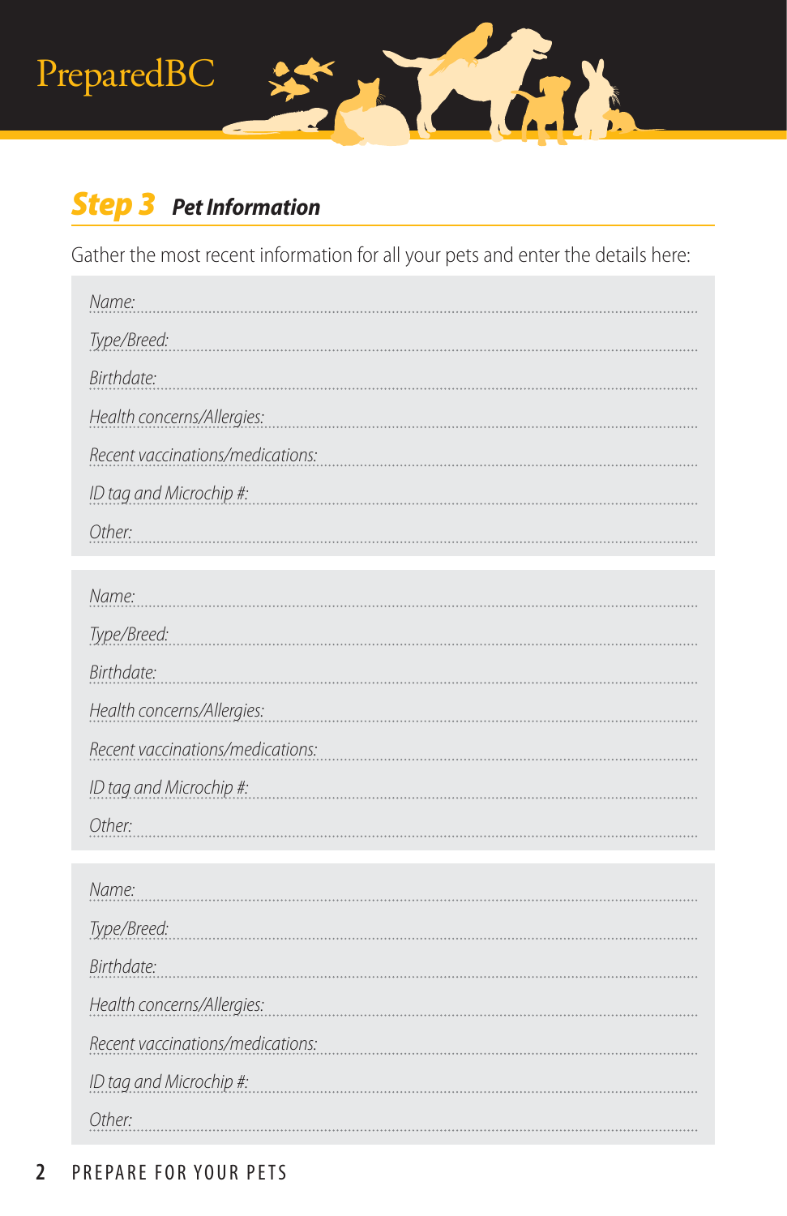## *Step 3* Pet Information

Gather the most recent information for all your pets and enter the details here:

*Name:* ...........................................................................................................

*Type/Breed:* ...........................................................................................................

*Birthdate:* ...........................................................................................................

*Health concerns/Allergies:* ...........................................................................................................

*Recent vaccinations/medications:* ...........................................................................................................

*ID tag and Microchip #:* ...........................................................................................................

*Other:* ...........................................................................................................

*Name:* ...........................................................................................................

*Type/Breed:* ...........................................................................................................

*Birthdate:* ...........................................................................................................

*Health concerns/Allergies:* ...........................................................................................................

*Recent vaccinations/medications:* ...........................................................................................................

*ID tag and Microchip #:* ...........................................................................................................

*Other:* ...........................................................................................................

*Name:* ...........................................................................................................

*Type/Breed:* ...........................................................................................................

*Birthdate:* ...........................................................................................................

*Health concerns/Allergies:* ...........................................................................................................

*Recent vaccinations/medications:* ...........................................................................................................

*ID tag and Microchip #:* ...........................................................................................................

*Other:* ...........................................................................................................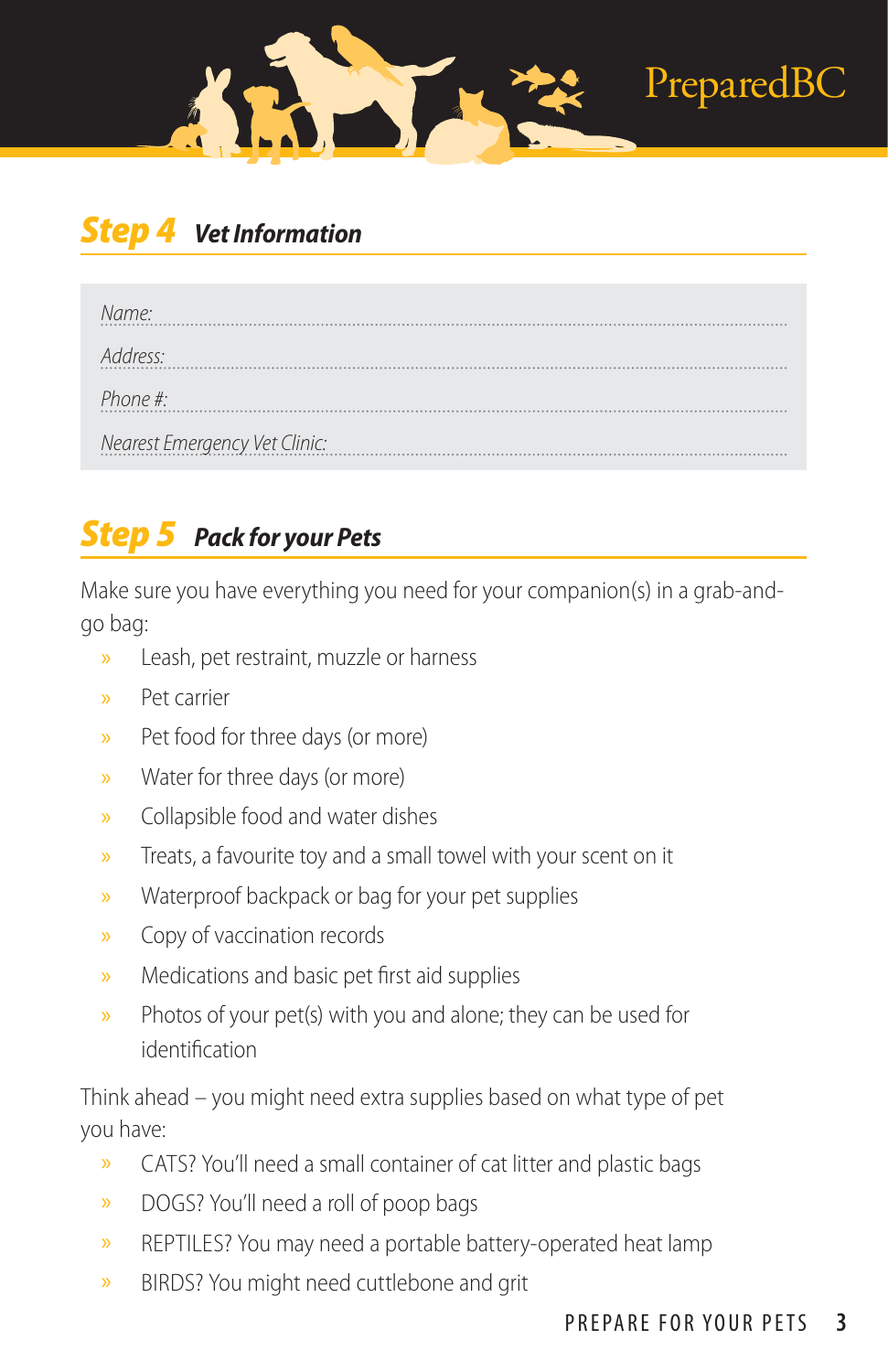## Step 4 Vet Information

Name:

Address:

Phone #:

Nearest Emergency Vet Clinic:

## Step 5 Pack for your Pets

Make sure you have everything you need for your companion(s) in a grab-and-go bag:

- Leash, pet restraint, muzzle or harness
- Pet carrier
- Pet food for three days (or more)
- Water for three days (or more)
- Collapsible food and water dishes
- Treats, a favourite toy and a small towel with your scent on it
- Waterproof backpack or bag for your pet supplies
- Copy of vaccination records
- Medications and basic pet first aid supplies
- Photos of your pet(s) with you and alone; they can be used for identification

Think ahead – you might need extra supplies based on what type of pet you have:

- CATS? You'll need a small container of cat litter and plastic bags
- DOGS? You'll need a roll of poop bags
- REPTILES? You may need a portable battery-operated heat lamp
- BIRDS? You might need cuttlebone and grit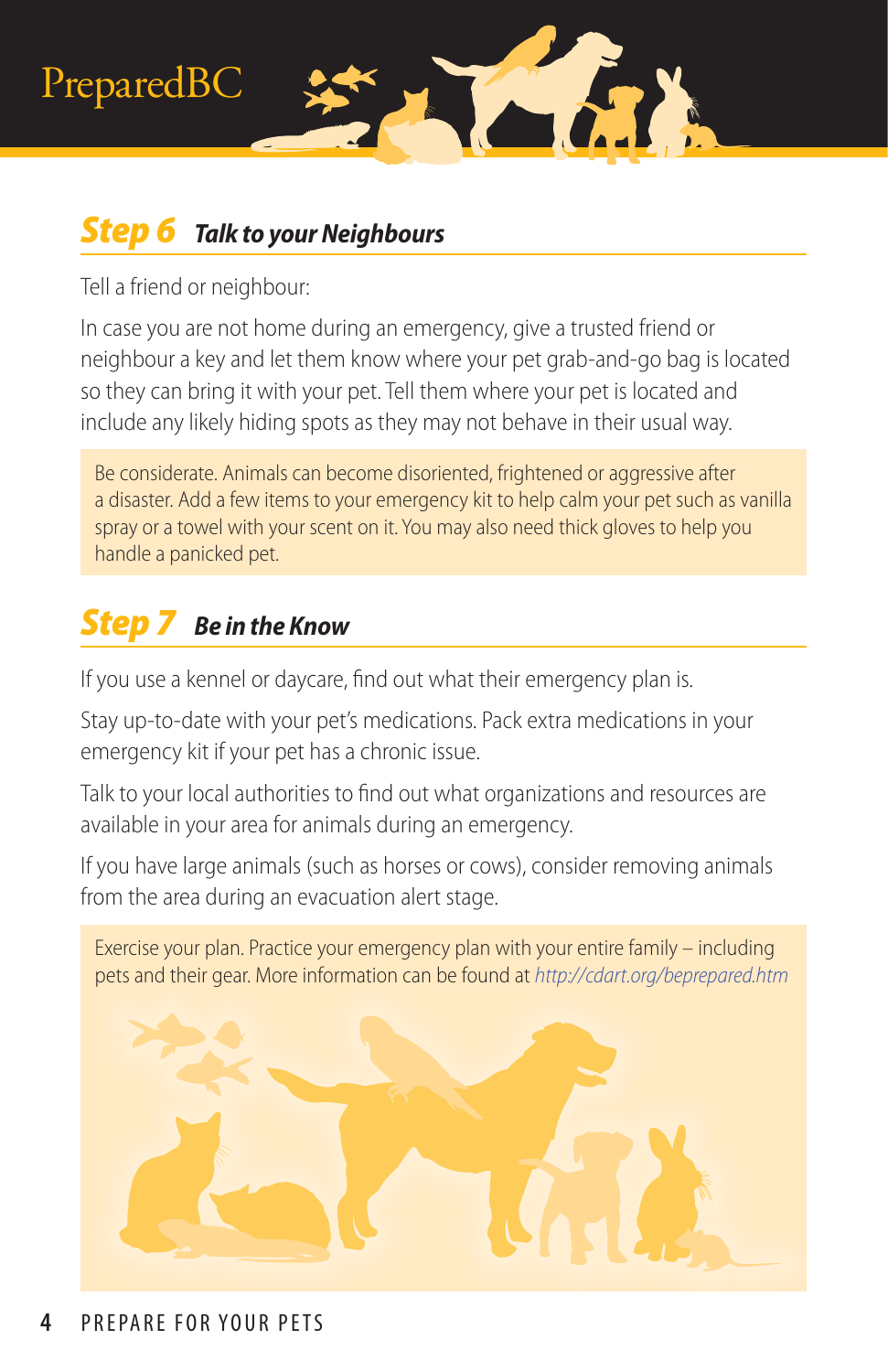## Step 6 *Talk to your Neighbours*

Tell a friend or neighbour:

In case you are not home during an emergency, give a trusted friend or neighbour a key and let them know where your pet grab-and-go bag is located so they can bring it with your pet. Tell them where your pet is located and include any likely hiding spots as they may not behave in their usual way.

> Be considerate. Animals can become disoriented, frightened or aggressive after a disaster. Add a few items to your emergency kit to help calm your pet such as vanilla spray or a towel with your scent on it. You may also need thick gloves to help you handle a panicked pet.

## Step 7 *Be in the Know*

If you use a kennel or daycare, find out what their emergency plan is.

Stay up-to-date with your pet's medications. Pack extra medications in your emergency kit if your pet has a chronic issue.

Talk to your local authorities to find out what organizations and resources are available in your area for animals during an emergency.

If you have large animals (such as horses or cows), consider removing animals from the area during an evacuation alert stage.

> Exercise your plan. Practice your emergency plan with your entire family – including pets and their gear. More information can be found at *http://cdart.org/beprepared.htm*